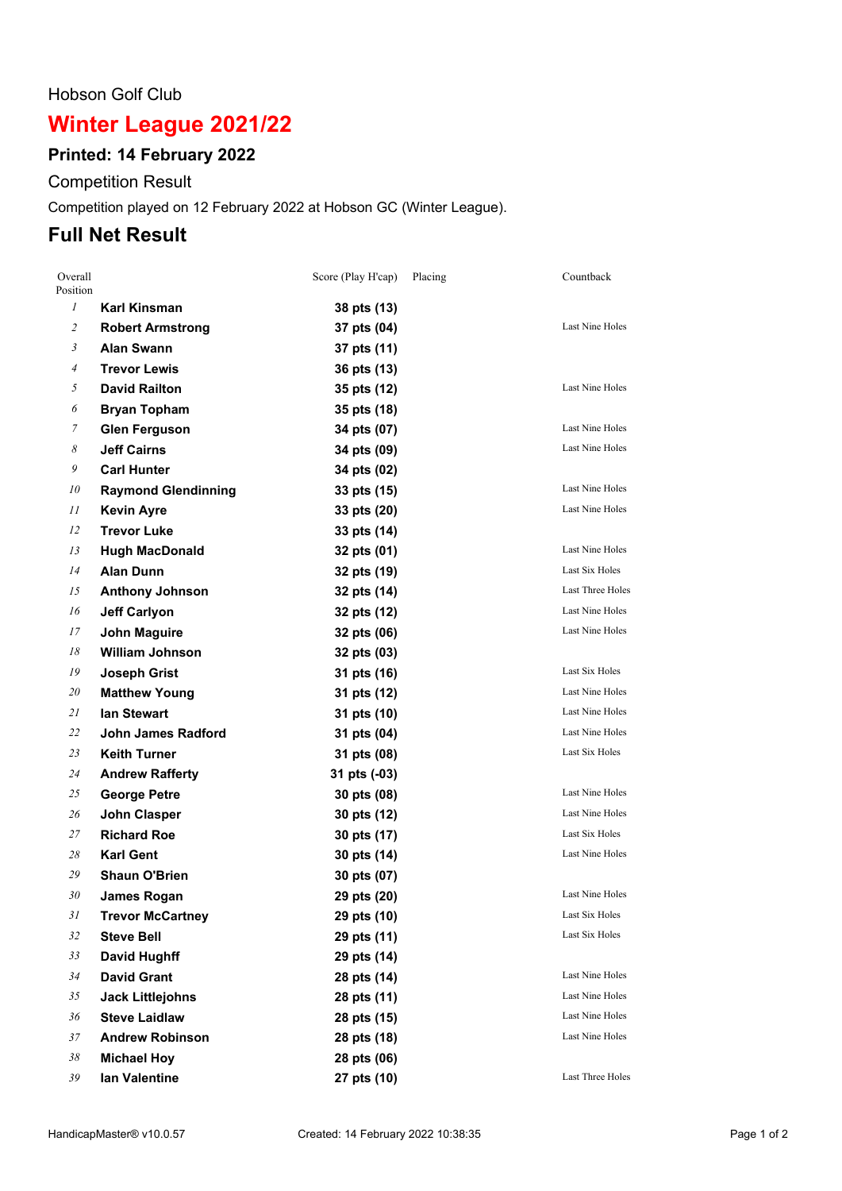Hobson Golf Club

# Winter League 2021/22

## Printed: 14 February 2022

Competition Result

Competition played on 12 February 2022 at Hobson GC (Winter League).

## Full Net Result

| Overall Position | | Score (Play H'cap) | Placing | Countback |
|---|---|---|---|---|
| 1 | **Karl Kinsman** | **38 pts (13)** | | |
| 2 | **Robert Armstrong** | **37 pts (04)** | | Last Nine Holes |
| 3 | **Alan Swann** | **37 pts (11)** | | |
| 4 | **Trevor Lewis** | **36 pts (13)** | | |
| 5 | **David Railton** | **35 pts (12)** | | Last Nine Holes |
| 6 | **Bryan Topham** | **35 pts (18)** | | |
| 7 | **Glen Ferguson** | **34 pts (07)** | | Last Nine Holes |
| 8 | **Jeff Cairns** | **34 pts (09)** | | Last Nine Holes |
| 9 | **Carl Hunter** | **34 pts (02)** | | |
| 10 | **Raymond Glendinning** | **33 pts (15)** | | Last Nine Holes |
| 11 | **Kevin Ayre** | **33 pts (20)** | | Last Nine Holes |
| 12 | **Trevor Luke** | **33 pts (14)** | | |
| 13 | **Hugh MacDonald** | **32 pts (01)** | | Last Nine Holes |
| 14 | **Alan Dunn** | **32 pts (19)** | | Last Six Holes |
| 15 | **Anthony Johnson** | **32 pts (14)** | | Last Three Holes |
| 16 | **Jeff Carlyon** | **32 pts (12)** | | Last Nine Holes |
| 17 | **John Maguire** | **32 pts (06)** | | Last Nine Holes |
| 18 | **William Johnson** | **32 pts (03)** | | |
| 19 | **Joseph Grist** | **31 pts (16)** | | Last Six Holes |
| 20 | **Matthew Young** | **31 pts (12)** | | Last Nine Holes |
| 21 | **Ian Stewart** | **31 pts (10)** | | Last Nine Holes |
| 22 | **John James Radford** | **31 pts (04)** | | Last Nine Holes |
| 23 | **Keith Turner** | **31 pts (08)** | | Last Six Holes |
| 24 | **Andrew Rafferty** | **31 pts (-03)** | | |
| 25 | **George Petre** | **30 pts (08)** | | Last Nine Holes |
| 26 | **John Clasper** | **30 pts (12)** | | Last Nine Holes |
| 27 | **Richard Roe** | **30 pts (17)** | | Last Six Holes |
| 28 | **Karl Gent** | **30 pts (14)** | | Last Nine Holes |
| 29 | **Shaun O'Brien** | **30 pts (07)** | | |
| 30 | **James Rogan** | **29 pts (20)** | | Last Nine Holes |
| 31 | **Trevor McCartney** | **29 pts (10)** | | Last Six Holes |
| 32 | **Steve Bell** | **29 pts (11)** | | Last Six Holes |
| 33 | **David Hughff** | **29 pts (14)** | | |
| 34 | **David Grant** | **28 pts (14)** | | Last Nine Holes |
| 35 | **Jack Littlejohns** | **28 pts (11)** | | Last Nine Holes |
| 36 | **Steve Laidlaw** | **28 pts (15)** | | Last Nine Holes |
| 37 | **Andrew Robinson** | **28 pts (18)** | | Last Nine Holes |
| 38 | **Michael Hoy** | **28 pts (06)** | | |
| 39 | **Ian Valentine** | **27 pts (10)** | | Last Three Holes |

HandicapMaster® v10.0.57 Created: 14 February 2022 10:38:35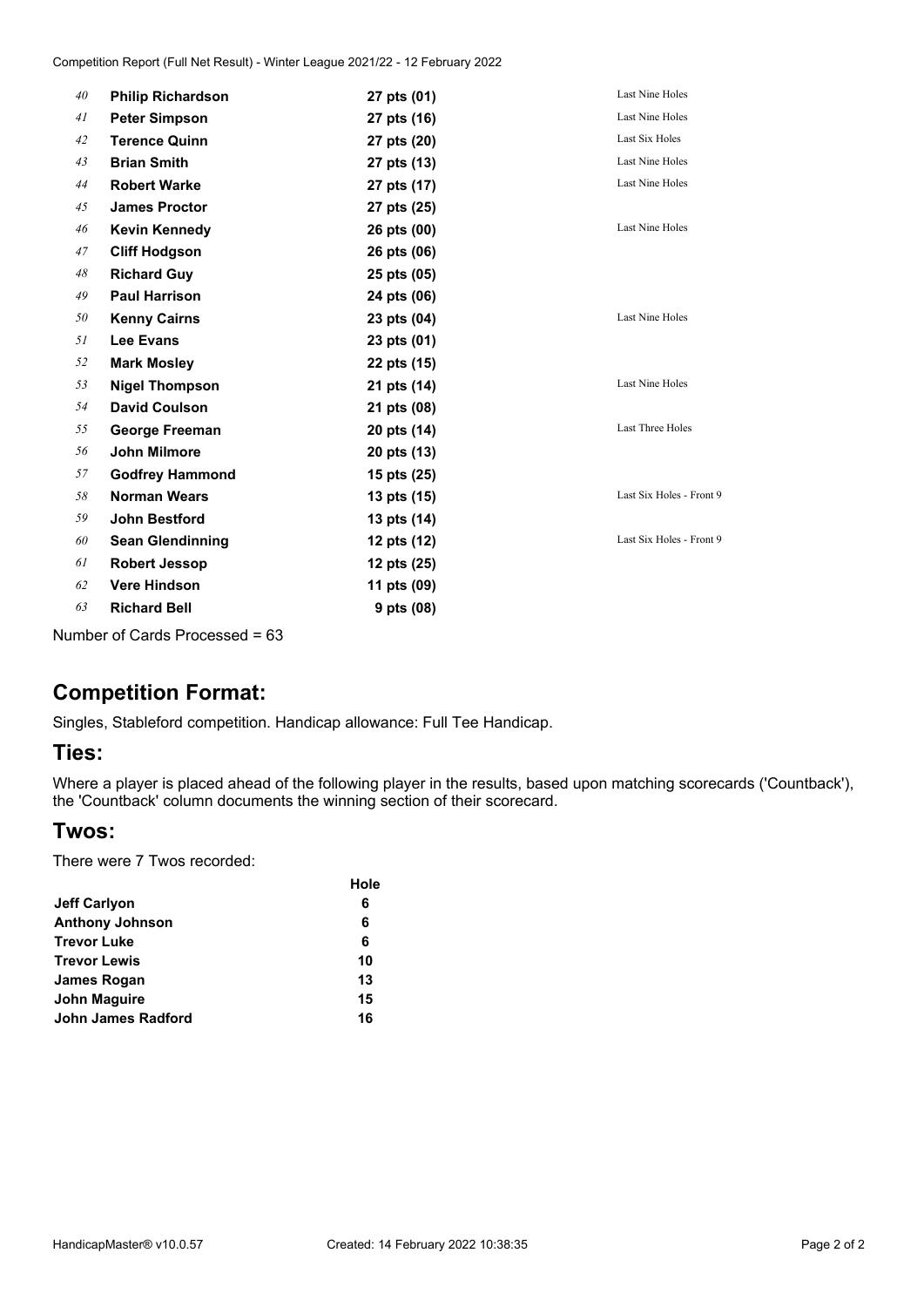Competition Report (Full Net Result) - Winter League 2021/22 - 12 February 2022

| | | | |
|---|---|---|---|
| 40 | **Philip Richardson** | **27 pts (01)** | Last Nine Holes |
| 41 | **Peter Simpson** | **27 pts (16)** | Last Nine Holes |
| 42 | **Terence Quinn** | **27 pts (20)** | Last Six Holes |
| 43 | **Brian Smith** | **27 pts (13)** | Last Nine Holes |
| 44 | **Robert Warke** | **27 pts (17)** | Last Nine Holes |
| 45 | **James Proctor** | **27 pts (25)** | |
| 46 | **Kevin Kennedy** | **26 pts (00)** | Last Nine Holes |
| 47 | **Cliff Hodgson** | **26 pts (06)** | |
| 48 | **Richard Guy** | **25 pts (05)** | |
| 49 | **Paul Harrison** | **24 pts (06)** | |
| 50 | **Kenny Cairns** | **23 pts (04)** | Last Nine Holes |
| 51 | **Lee Evans** | **23 pts (01)** | |
| 52 | **Mark Mosley** | **22 pts (15)** | |
| 53 | **Nigel Thompson** | **21 pts (14)** | Last Nine Holes |
| 54 | **David Coulson** | **21 pts (08)** | |
| 55 | **George Freeman** | **20 pts (14)** | Last Three Holes |
| 56 | **John Milmore** | **20 pts (13)** | |
| 57 | **Godfrey Hammond** | **15 pts (25)** | |
| 58 | **Norman Wears** | **13 pts (15)** | Last Six Holes - Front 9 |
| 59 | **John Bestford** | **13 pts (14)** | |
| 60 | **Sean Glendinning** | **12 pts (12)** | Last Six Holes - Front 9 |
| 61 | **Robert Jessop** | **12 pts (25)** | |
| 62 | **Vere Hindson** | **11 pts (09)** | |
| 63 | **Richard Bell** | **9 pts (08)** | |

Number of Cards Processed = 63

## Competition Format:

Singles, Stableford competition. Handicap allowance: Full Tee Handicap.

## Ties:

Where a player is placed ahead of the following player in the results, based upon matching scorecards ('Countback'), the 'Countback' column documents the winning section of their scorecard.

## Twos:

There were 7 Twos recorded:

| | Hole |
|---|---|
| **Jeff Carlyon** | **6** |
| **Anthony Johnson** | **6** |
| **Trevor Luke** | **6** |
| **Trevor Lewis** | **10** |
| **James Rogan** | **13** |
| **John Maguire** | **15** |
| **John James Radford** | **16** |

HandicapMaster® v10.0.57 Created: 14 February 2022 10:38:35